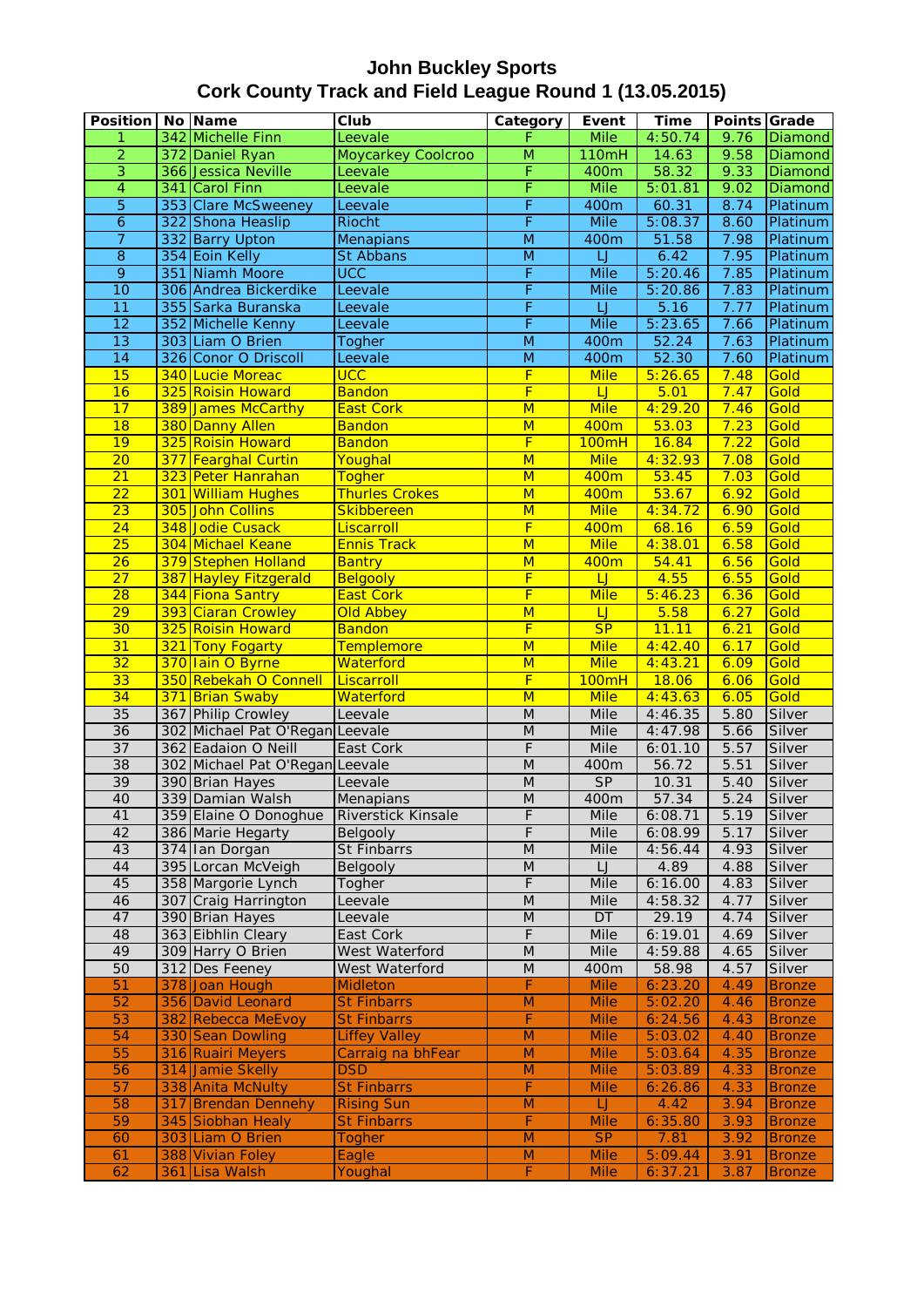# John Buckley Sports
## Cork County Track and Field League Round 1 (13.05.2015)

| Position | No | Name | Club | Category | Event | Time | Points | Grade |
|---|---|---|---|---|---|---|---|---|
| 1 | 342 | Michelle Finn | Leevale | F | Mile | 4:50.74 | 9.76 | Diamond |
| 2 | 372 | Daniel Ryan | Moycarkey Coolcroo | M | 110mH | 14.63 | 9.58 | Diamond |
| 3 | 366 | Jessica Neville | Leevale | F | 400m | 58.32 | 9.33 | Diamond |
| 4 | 341 | Carol Finn | Leevale | F | Mile | 5:01.81 | 9.02 | Diamond |
| 5 | 353 | Clare McSweeney | Leevale | F | 400m | 60.31 | 8.74 | Platinum |
| 6 | 322 | Shona Heaslip | Riocht | F | Mile | 5:08.37 | 8.60 | Platinum |
| 7 | 332 | Barry Upton | Menapians | M | 400m | 51.58 | 7.98 | Platinum |
| 8 | 354 | Eoin Kelly | St Abbans | M | LJ | 6.42 | 7.95 | Platinum |
| 9 | 351 | Niamh Moore | UCC | F | Mile | 5:20.46 | 7.85 | Platinum |
| 10 | 306 | Andrea Bickerdike | Leevale | F | Mile | 5:20.86 | 7.83 | Platinum |
| 11 | 355 | Sarka Buranska | Leevale | F | LJ | 5.16 | 7.77 | Platinum |
| 12 | 352 | Michelle Kenny | Leevale | F | Mile | 5:23.65 | 7.66 | Platinum |
| 13 | 303 | Liam O Brien | Togher | M | 400m | 52.24 | 7.63 | Platinum |
| 14 | 326 | Conor O Driscoll | Leevale | M | 400m | 52.30 | 7.60 | Platinum |
| 15 | 340 | Lucie Moreac | UCC | F | Mile | 5:26.65 | 7.48 | Gold |
| 16 | 325 | Roisin Howard | Bandon | F | LJ | 5.01 | 7.47 | Gold |
| 17 | 389 | James McCarthy | East Cork | M | Mile | 4:29.20 | 7.46 | Gold |
| 18 | 380 | Danny Allen | Bandon | M | 400m | 53.03 | 7.23 | Gold |
| 19 | 325 | Roisin Howard | Bandon | F | 100mH | 16.84 | 7.22 | Gold |
| 20 | 377 | Fearghal Curtin | Youghal | M | Mile | 4:32.93 | 7.08 | Gold |
| 21 | 323 | Peter Hanrahan | Togher | M | 400m | 53.45 | 7.03 | Gold |
| 22 | 301 | William Hughes | Thurles Crokes | M | 400m | 53.67 | 6.92 | Gold |
| 23 | 305 | John Collins | Skibbereen | M | Mile | 4:34.72 | 6.90 | Gold |
| 24 | 348 | Jodie Cusack | Liscarroll | F | 400m | 68.16 | 6.59 | Gold |
| 25 | 304 | Michael Keane | Ennis Track | M | Mile | 4:38.01 | 6.58 | Gold |
| 26 | 379 | Stephen Holland | Bantry | M | 400m | 54.41 | 6.56 | Gold |
| 27 | 387 | Hayley Fitzgerald | Belgooly | F | LJ | 4.55 | 6.55 | Gold |
| 28 | 344 | Fiona Santry | East Cork | F | Mile | 5:46.23 | 6.36 | Gold |
| 29 | 393 | Ciaran Crowley | Old Abbey | M | LJ | 5.58 | 6.27 | Gold |
| 30 | 325 | Roisin Howard | Bandon | F | SP | 11.11 | 6.21 | Gold |
| 31 | 321 | Tony Fogarty | Templemore | M | Mile | 4:42.40 | 6.17 | Gold |
| 32 | 370 | Iain O Byrne | Waterford | M | Mile | 4:43.21 | 6.09 | Gold |
| 33 | 350 | Rebekah O Connell | Liscarroll | F | 100mH | 18.06 | 6.06 | Gold |
| 34 | 371 | Brian Swaby | Waterford | M | Mile | 4:43.63 | 6.05 | Gold |
| 35 | 367 | Philip Crowley | Leevale | M | Mile | 4:46.35 | 5.80 | Silver |
| 36 | 302 | Michael Pat O'Regan | Leevale | M | Mile | 4:47.98 | 5.66 | Silver |
| 37 | 362 | Eadaion O Neill | East Cork | F | Mile | 6:01.10 | 5.57 | Silver |
| 38 | 302 | Michael Pat O'Regan | Leevale | M | 400m | 56.72 | 5.51 | Silver |
| 39 | 390 | Brian Hayes | Leevale | M | SP | 10.31 | 5.40 | Silver |
| 40 | 339 | Damian Walsh | Menapians | M | 400m | 57.34 | 5.24 | Silver |
| 41 | 359 | Elaine O Donoghue | Riverstick Kinsale | F | Mile | 6:08.71 | 5.19 | Silver |
| 42 | 386 | Marie Hegarty | Belgooly | F | Mile | 6:08.99 | 5.17 | Silver |
| 43 | 374 | Ian Dorgan | St Finbarrs | M | Mile | 4:56.44 | 4.93 | Silver |
| 44 | 395 | Lorcan McVeigh | Belgooly | M | LJ | 4.89 | 4.88 | Silver |
| 45 | 358 | Margorie Lynch | Togher | F | Mile | 6:16.00 | 4.83 | Silver |
| 46 | 307 | Craig Harrington | Leevale | M | Mile | 4:58.32 | 4.77 | Silver |
| 47 | 390 | Brian Hayes | Leevale | M | DT | 29.19 | 4.74 | Silver |
| 48 | 363 | Eibhlin Cleary | East Cork | F | Mile | 6:19.01 | 4.69 | Silver |
| 49 | 309 | Harry O Brien | West Waterford | M | Mile | 4:59.88 | 4.65 | Silver |
| 50 | 312 | Des Feeney | West Waterford | M | 400m | 58.98 | 4.57 | Silver |
| 51 | 378 | Joan Hough | Midleton | F | Mile | 6:23.20 | 4.49 | Bronze |
| 52 | 356 | David Leonard | St Finbarrs | M | Mile | 5:02.20 | 4.46 | Bronze |
| 53 | 382 | Rebecca MeEvoy | St Finbarrs | F | Mile | 6:24.56 | 4.43 | Bronze |
| 54 | 330 | Sean Dowling | Liffey Valley | M | Mile | 5:03.02 | 4.40 | Bronze |
| 55 | 316 | Ruairi Meyers | Carraig na bhFear | M | Mile | 5:03.64 | 4.35 | Bronze |
| 56 | 314 | Jamie Skelly | DSD | M | Mile | 5:03.89 | 4.33 | Bronze |
| 57 | 338 | Anita McNulty | St Finbarrs | F | Mile | 6:26.86 | 4.33 | Bronze |
| 58 | 317 | Brendan Dennehy | Rising Sun | M | LJ | 4.42 | 3.94 | Bronze |
| 59 | 345 | Siobhan Healy | St Finbarrs | F | Mile | 6:35.80 | 3.93 | Bronze |
| 60 | 303 | Liam O Brien | Togher | M | SP | 7.81 | 3.92 | Bronze |
| 61 | 388 | Vivian Foley | Eagle | M | Mile | 5:09.44 | 3.91 | Bronze |
| 62 | 361 | Lisa Walsh | Youghal | F | Mile | 6:37.21 | 3.87 | Bronze |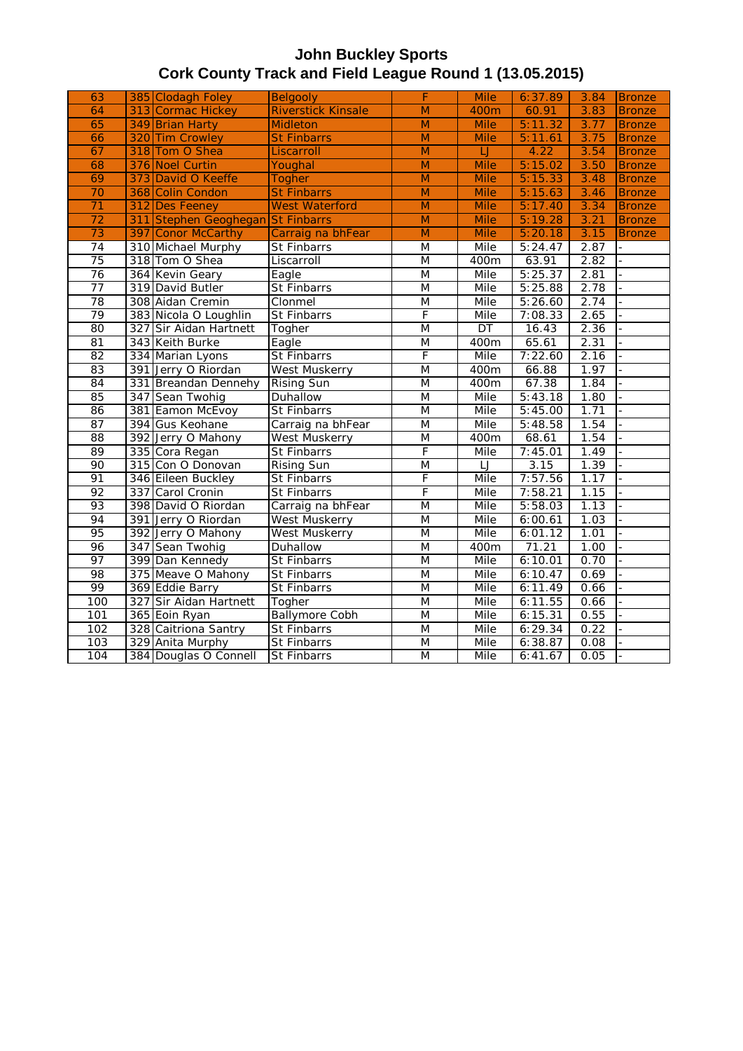# John Buckley Sports
## Cork County Track and Field League Round 1 (13.05.2015)

| | | | | | | | |
|---|---|---|---|---|---|---|---|
| 63 | 385 | Clodagh Foley | Belgooly | F | Mile | 6:37.89 | 3.84 | Bronze |
| 64 | 313 | Cormac Hickey | Riverstick Kinsale | M | 400m | 60.91 | 3.83 | Bronze |
| 65 | 349 | Brian Harty | Midleton | M | Mile | 5:11.32 | 3.77 | Bronze |
| 66 | 320 | Tim Crowley | St Finbarrs | M | Mile | 5:11.61 | 3.75 | Bronze |
| 67 | 318 | Tom O Shea | Liscarroll | M | LJ | 4.22 | 3.54 | Bronze |
| 68 | 376 | Noel Curtin | Youghal | M | Mile | 5:15.02 | 3.50 | Bronze |
| 69 | 373 | David O Keeffe | Togher | M | Mile | 5:15.33 | 3.48 | Bronze |
| 70 | 368 | Colin Condon | St Finbarrs | M | Mile | 5:15.63 | 3.46 | Bronze |
| 71 | 312 | Des Feeney | West Waterford | M | Mile | 5:17.40 | 3.34 | Bronze |
| 72 | 311 | Stephen Geoghegan | St Finbarrs | M | Mile | 5:19.28 | 3.21 | Bronze |
| 73 | 397 | Conor McCarthy | Carraig na bhFear | M | Mile | 5:20.18 | 3.15 | Bronze |
| 74 | 310 | Michael Murphy | St Finbarrs | M | Mile | 5:24.47 | 2.87 | - |
| 75 | 318 | Tom O Shea | Liscarroll | M | 400m | 63.91 | 2.82 | - |
| 76 | 364 | Kevin Geary | Eagle | M | Mile | 5:25.37 | 2.81 | - |
| 77 | 319 | David Butler | St Finbarrs | M | Mile | 5:25.88 | 2.78 | - |
| 78 | 308 | Aidan Cremin | Clonmel | M | Mile | 5:26.60 | 2.74 | - |
| 79 | 383 | Nicola O Loughlin | St Finbarrs | F | Mile | 7:08.33 | 2.65 | - |
| 80 | 327 | Sir Aidan Hartnett | Togher | M | DT | 16.43 | 2.36 | - |
| 81 | 343 | Keith Burke | Eagle | M | 400m | 65.61 | 2.31 | - |
| 82 | 334 | Marian Lyons | St Finbarrs | F | Mile | 7:22.60 | 2.16 | - |
| 83 | 391 | Jerry O Riordan | West Muskerry | M | 400m | 66.88 | 1.97 | - |
| 84 | 331 | Breandan Dennehy | Rising Sun | M | 400m | 67.38 | 1.84 | - |
| 85 | 347 | Sean Twohig | Duhallow | M | Mile | 5:43.18 | 1.80 | - |
| 86 | 381 | Eamon McEvoy | St Finbarrs | M | Mile | 5:45.00 | 1.71 | - |
| 87 | 394 | Gus Keohane | Carraig na bhFear | M | Mile | 5:48.58 | 1.54 | - |
| 88 | 392 | Jerry O Mahony | West Muskerry | M | 400m | 68.61 | 1.54 | - |
| 89 | 335 | Cora Regan | St Finbarrs | F | Mile | 7:45.01 | 1.49 | - |
| 90 | 315 | Con O Donovan | Rising Sun | M | LJ | 3.15 | 1.39 | - |
| 91 | 346 | Eileen Buckley | St Finbarrs | F | Mile | 7:57.56 | 1.17 | - |
| 92 | 337 | Carol Cronin | St Finbarrs | F | Mile | 7:58.21 | 1.15 | - |
| 93 | 398 | David O Riordan | Carraig na bhFear | M | Mile | 5:58.03 | 1.13 | - |
| 94 | 391 | Jerry O Riordan | West Muskerry | M | Mile | 6:00.61 | 1.03 | - |
| 95 | 392 | Jerry O Mahony | West Muskerry | M | Mile | 6:01.12 | 1.01 | - |
| 96 | 347 | Sean Twohig | Duhallow | M | 400m | 71.21 | 1.00 | - |
| 97 | 399 | Dan Kennedy | St Finbarrs | M | Mile | 6:10.01 | 0.70 | - |
| 98 | 375 | Meave O Mahony | St Finbarrs | M | Mile | 6:10.47 | 0.69 | - |
| 99 | 369 | Eddie Barry | St Finbarrs | M | Mile | 6:11.49 | 0.66 | - |
| 100 | 327 | Sir Aidan Hartnett | Togher | M | Mile | 6:11.55 | 0.66 | - |
| 101 | 365 | Eoin Ryan | Ballymore Cobh | M | Mile | 6:15.31 | 0.55 | - |
| 102 | 328 | Caitriona Santry | St Finbarrs | M | Mile | 6:29.34 | 0.22 | - |
| 103 | 329 | Anita Murphy | St Finbarrs | M | Mile | 6:38.87 | 0.08 | - |
| 104 | 384 | Douglas O Connell | St Finbarrs | M | Mile | 6:41.67 | 0.05 | - |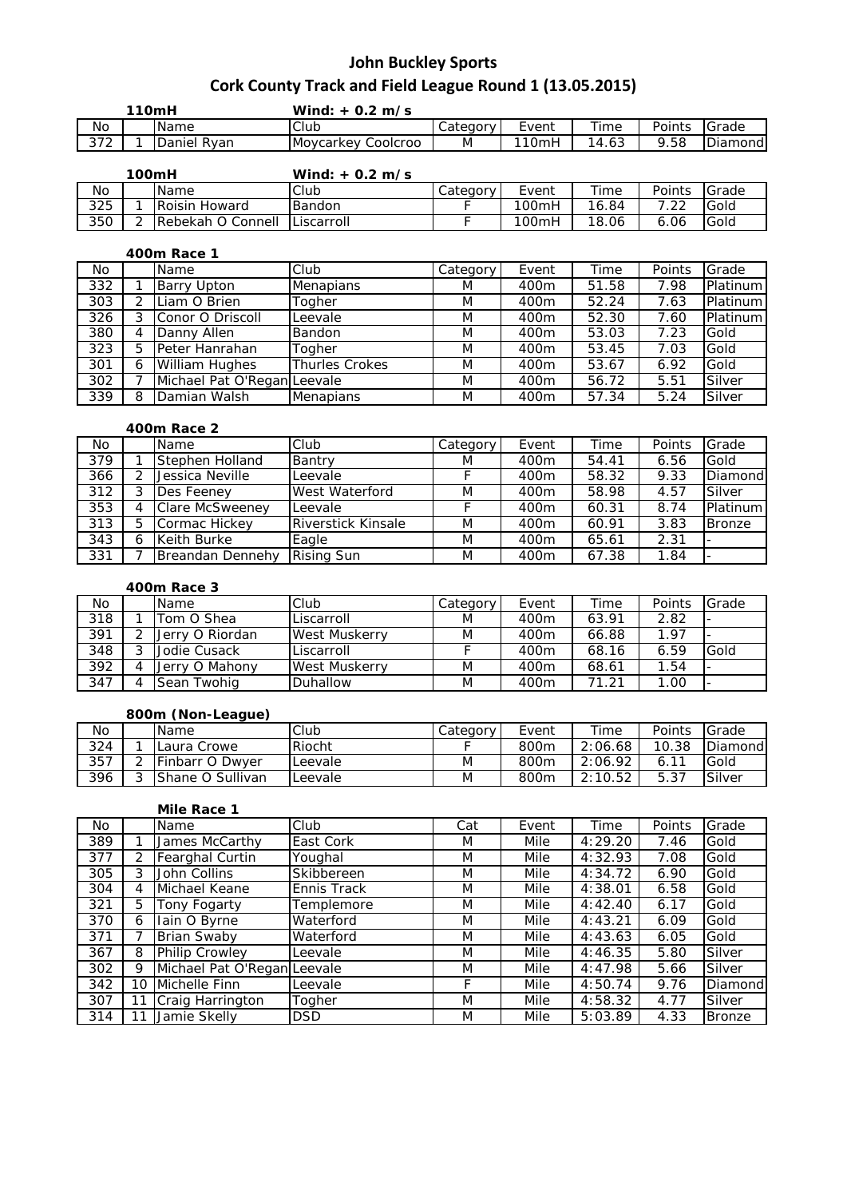# John Buckley Sports

## Cork County Track and Field League Round 1 (13.05.2015)

**110mH** **Wind: + 0.2 m/s**

| No | | Name | Club | Category | Event | Time | Points | Grade |
|---|---|---|---|---|---|---|---|---|
| 372 | 1 | Daniel Ryan | Moycarkey Coolcroo | M | 110mH | 14.63 | 9.58 | Diamond |

**100mH** **Wind: + 0.2 m/s**

| No | | Name | Club | Category | Event | Time | Points | Grade |
|---|---|---|---|---|---|---|---|---|
| 325 | 1 | Roisin Howard | Bandon | F | 100mH | 16.84 | 7.22 | Gold |
| 350 | 2 | Rebekah O Connell | Liscarroll | F | 100mH | 18.06 | 6.06 | Gold |

**400m Race 1**

| No | | Name | Club | Category | Event | Time | Points | Grade |
|---|---|---|---|---|---|---|---|---|
| 332 | 1 | Barry Upton | Menapians | M | 400m | 51.58 | 7.98 | Platinum |
| 303 | 2 | Liam O Brien | Togher | M | 400m | 52.24 | 7.63 | Platinum |
| 326 | 3 | Conor O Driscoll | Leevale | M | 400m | 52.30 | 7.60 | Platinum |
| 380 | 4 | Danny Allen | Bandon | M | 400m | 53.03 | 7.23 | Gold |
| 323 | 5 | Peter Hanrahan | Togher | M | 400m | 53.45 | 7.03 | Gold |
| 301 | 6 | William Hughes | Thurles Crokes | M | 400m | 53.67 | 6.92 | Gold |
| 302 | 7 | Michael Pat O'Regan | Leevale | M | 400m | 56.72 | 5.51 | Silver |
| 339 | 8 | Damian Walsh | Menapians | M | 400m | 57.34 | 5.24 | Silver |

**400m Race 2**

| No | | Name | Club | Category | Event | Time | Points | Grade |
|---|---|---|---|---|---|---|---|---|
| 379 | 1 | Stephen Holland | Bantry | M | 400m | 54.41 | 6.56 | Gold |
| 366 | 2 | Jessica Neville | Leevale | F | 400m | 58.32 | 9.33 | Diamond |
| 312 | 3 | Des Feeney | West Waterford | M | 400m | 58.98 | 4.57 | Silver |
| 353 | 4 | Clare McSweeney | Leevale | F | 400m | 60.31 | 8.74 | Platinum |
| 313 | 5 | Cormac Hickey | Riverstick Kinsale | M | 400m | 60.91 | 3.83 | Bronze |
| 343 | 6 | Keith Burke | Eagle | M | 400m | 65.61 | 2.31 | - |
| 331 | 7 | Breandan Dennehy | Rising Sun | M | 400m | 67.38 | 1.84 | - |

**400m Race 3**

| No | | Name | Club | Category | Event | Time | Points | Grade |
|---|---|---|---|---|---|---|---|---|
| 318 | 1 | Tom O Shea | Liscarroll | M | 400m | 63.91 | 2.82 | - |
| 391 | 2 | Jerry O Riordan | West Muskerry | M | 400m | 66.88 | 1.97 | - |
| 348 | 3 | Jodie Cusack | Liscarroll | F | 400m | 68.16 | 6.59 | Gold |
| 392 | 4 | Jerry O Mahony | West Muskerry | M | 400m | 68.61 | 1.54 | - |
| 347 | 4 | Sean Twohig | Duhallow | M | 400m | 71.21 | 1.00 | - |

**800m (Non-League)**

| No | | Name | Club | Category | Event | Time | Points | Grade |
|---|---|---|---|---|---|---|---|---|
| 324 | 1 | Laura Crowe | Riocht | F | 800m | 2:06.68 | 10.38 | Diamond |
| 357 | 2 | Finbarr O Dwyer | Leevale | M | 800m | 2:06.92 | 6.11 | Gold |
| 396 | 3 | Shane O Sullivan | Leevale | M | 800m | 2:10.52 | 5.37 | Silver |

**Mile Race 1**

| No | | Name | Club | Cat | Event | Time | Points | Grade |
|---|---|---|---|---|---|---|---|---|
| 389 | 1 | James McCarthy | East Cork | M | Mile | 4:29.20 | 7.46 | Gold |
| 377 | 2 | Fearghal Curtin | Youghal | M | Mile | 4:32.93 | 7.08 | Gold |
| 305 | 3 | John Collins | Skibbereen | M | Mile | 4:34.72 | 6.90 | Gold |
| 304 | 4 | Michael Keane | Ennis Track | M | Mile | 4:38.01 | 6.58 | Gold |
| 321 | 5 | Tony Fogarty | Templemore | M | Mile | 4:42.40 | 6.17 | Gold |
| 370 | 6 | Iain O Byrne | Waterford | M | Mile | 4:43.21 | 6.09 | Gold |
| 371 | 7 | Brian Swaby | Waterford | M | Mile | 4:43.63 | 6.05 | Gold |
| 367 | 8 | Philip Crowley | Leevale | M | Mile | 4:46.35 | 5.80 | Silver |
| 302 | 9 | Michael Pat O'Regan | Leevale | M | Mile | 4:47.98 | 5.66 | Silver |
| 342 | 10 | Michelle Finn | Leevale | F | Mile | 4:50.74 | 9.76 | Diamond |
| 307 | 11 | Craig Harrington | Togher | M | Mile | 4:58.32 | 4.77 | Silver |
| 314 | 11 | Jamie Skelly | DSD | M | Mile | 5:03.89 | 4.33 | Bronze |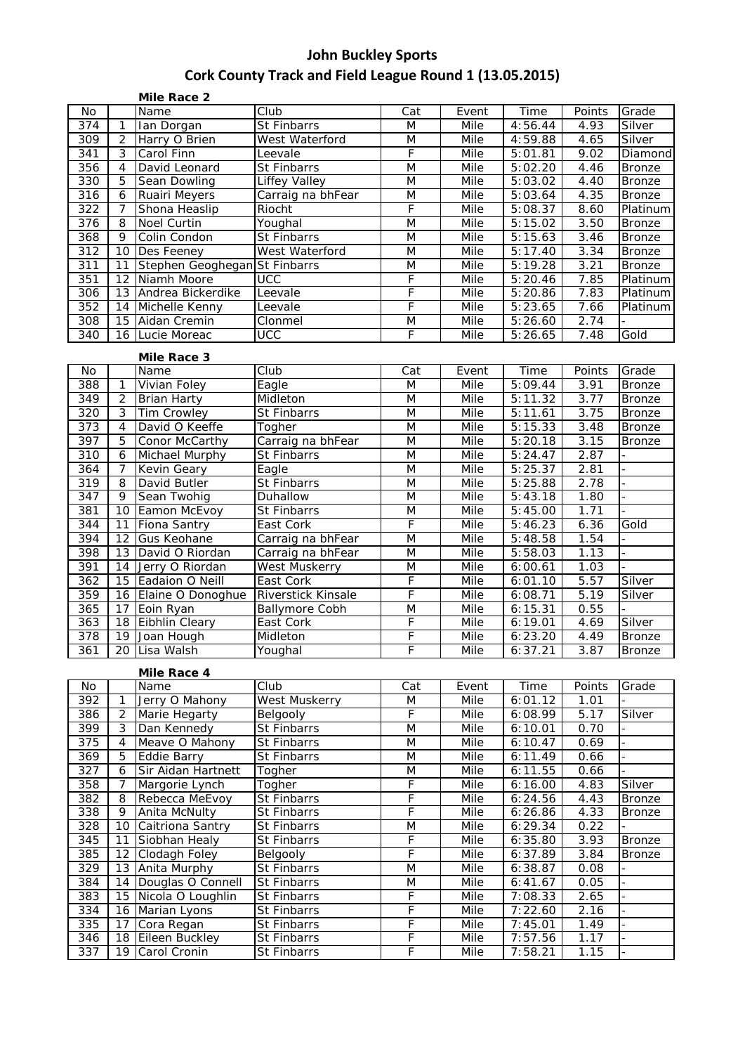# John Buckley Sports

## Cork County Track and Field League Round 1 (13.05.2015)

### Mile Race 2

| No | | Name | Club | Cat | Event | Time | Points | Grade |
|---|---|---|---|---|---|---|---|---|
| 374 | 1 | Ian Dorgan | St Finbarrs | M | Mile | 4:56.44 | 4.93 | Silver |
| 309 | 2 | Harry O Brien | West Waterford | M | Mile | 4:59.88 | 4.65 | Silver |
| 341 | 3 | Carol Finn | Leevale | F | Mile | 5:01.81 | 9.02 | Diamond |
| 356 | 4 | David Leonard | St Finbarrs | M | Mile | 5:02.20 | 4.46 | Bronze |
| 330 | 5 | Sean Dowling | Liffey Valley | M | Mile | 5:03.02 | 4.40 | Bronze |
| 316 | 6 | Ruairi Meyers | Carraig na bhFear | M | Mile | 5:03.64 | 4.35 | Bronze |
| 322 | 7 | Shona Heaslip | Riocht | F | Mile | 5:08.37 | 8.60 | Platinum |
| 376 | 8 | Noel Curtin | Youghal | M | Mile | 5:15.02 | 3.50 | Bronze |
| 368 | 9 | Colin Condon | St Finbarrs | M | Mile | 5:15.63 | 3.46 | Bronze |
| 312 | 10 | Des Feeney | West Waterford | M | Mile | 5:17.40 | 3.34 | Bronze |
| 311 | 11 | Stephen Geoghegan | St Finbarrs | M | Mile | 5:19.28 | 3.21 | Bronze |
| 351 | 12 | Niamh Moore | UCC | F | Mile | 5:20.46 | 7.85 | Platinum |
| 306 | 13 | Andrea Bickerdike | Leevale | F | Mile | 5:20.86 | 7.83 | Platinum |
| 352 | 14 | Michelle Kenny | Leevale | F | Mile | 5:23.65 | 7.66 | Platinum |
| 308 | 15 | Aidan Cremin | Clonmel | M | Mile | 5:26.60 | 2.74 | - |
| 340 | 16 | Lucie Moreac | UCC | F | Mile | 5:26.65 | 7.48 | Gold |

### Mile Race 3

| No | | Name | Club | Cat | Event | Time | Points | Grade |
|---|---|---|---|---|---|---|---|---|
| 388 | 1 | Vivian Foley | Eagle | M | Mile | 5:09.44 | 3.91 | Bronze |
| 349 | 2 | Brian Harty | Midleton | M | Mile | 5:11.32 | 3.77 | Bronze |
| 320 | 3 | Tim Crowley | St Finbarrs | M | Mile | 5:11.61 | 3.75 | Bronze |
| 373 | 4 | David O Keeffe | Togher | M | Mile | 5:15.33 | 3.48 | Bronze |
| 397 | 5 | Conor McCarthy | Carraig na bhFear | M | Mile | 5:20.18 | 3.15 | Bronze |
| 310 | 6 | Michael Murphy | St Finbarrs | M | Mile | 5:24.47 | 2.87 | - |
| 364 | 7 | Kevin Geary | Eagle | M | Mile | 5:25.37 | 2.81 | - |
| 319 | 8 | David Butler | St Finbarrs | M | Mile | 5:25.88 | 2.78 | - |
| 347 | 9 | Sean Twohig | Duhallow | M | Mile | 5:43.18 | 1.80 | - |
| 381 | 10 | Eamon McEvoy | St Finbarrs | M | Mile | 5:45.00 | 1.71 | - |
| 344 | 11 | Fiona Santry | East Cork | F | Mile | 5:46.23 | 6.36 | Gold |
| 394 | 12 | Gus Keohane | Carraig na bhFear | M | Mile | 5:48.58 | 1.54 | - |
| 398 | 13 | David O Riordan | Carraig na bhFear | M | Mile | 5:58.03 | 1.13 | - |
| 391 | 14 | Jerry O Riordan | West Muskerry | M | Mile | 6:00.61 | 1.03 | - |
| 362 | 15 | Eadaion O Neill | East Cork | F | Mile | 6:01.10 | 5.57 | Silver |
| 359 | 16 | Elaine O Donoghue | Riverstick Kinsale | F | Mile | 6:08.71 | 5.19 | Silver |
| 365 | 17 | Eoin Ryan | Ballymore Cobh | M | Mile | 6:15.31 | 0.55 | - |
| 363 | 18 | Eibhlin Cleary | East Cork | F | Mile | 6:19.01 | 4.69 | Silver |
| 378 | 19 | Joan Hough | Midleton | F | Mile | 6:23.20 | 4.49 | Bronze |
| 361 | 20 | Lisa Walsh | Youghal | F | Mile | 6:37.21 | 3.87 | Bronze |

### Mile Race 4

| No | | Name | Club | Cat | Event | Time | Points | Grade |
|---|---|---|---|---|---|---|---|---|
| 392 | 1 | Jerry O Mahony | West Muskerry | M | Mile | 6:01.12 | 1.01 | - |
| 386 | 2 | Marie Hegarty | Belgooly | F | Mile | 6:08.99 | 5.17 | Silver |
| 399 | 3 | Dan Kennedy | St Finbarrs | M | Mile | 6:10.01 | 0.70 | - |
| 375 | 4 | Meave O Mahony | St Finbarrs | M | Mile | 6:10.47 | 0.69 | - |
| 369 | 5 | Eddie Barry | St Finbarrs | M | Mile | 6:11.49 | 0.66 | - |
| 327 | 6 | Sir Aidan Hartnett | Togher | M | Mile | 6:11.55 | 0.66 | - |
| 358 | 7 | Margorie Lynch | Togher | F | Mile | 6:16.00 | 4.83 | Silver |
| 382 | 8 | Rebecca MeEvoy | St Finbarrs | F | Mile | 6:24.56 | 4.43 | Bronze |
| 338 | 9 | Anita McNulty | St Finbarrs | F | Mile | 6:26.86 | 4.33 | Bronze |
| 328 | 10 | Caitriona Santry | St Finbarrs | M | Mile | 6:29.34 | 0.22 | - |
| 345 | 11 | Siobhan Healy | St Finbarrs | F | Mile | 6:35.80 | 3.93 | Bronze |
| 385 | 12 | Clodagh Foley | Belgooly | F | Mile | 6:37.89 | 3.84 | Bronze |
| 329 | 13 | Anita Murphy | St Finbarrs | M | Mile | 6:38.87 | 0.08 | - |
| 384 | 14 | Douglas O Connell | St Finbarrs | M | Mile | 6:41.67 | 0.05 | - |
| 383 | 15 | Nicola O Loughlin | St Finbarrs | F | Mile | 7:08.33 | 2.65 | - |
| 334 | 16 | Marian Lyons | St Finbarrs | F | Mile | 7:22.60 | 2.16 | - |
| 335 | 17 | Cora Regan | St Finbarrs | F | Mile | 7:45.01 | 1.49 | - |
| 346 | 18 | Eileen Buckley | St Finbarrs | F | Mile | 7:57.56 | 1.17 | - |
| 337 | 19 | Carol Cronin | St Finbarrs | F | Mile | 7:58.21 | 1.15 | - |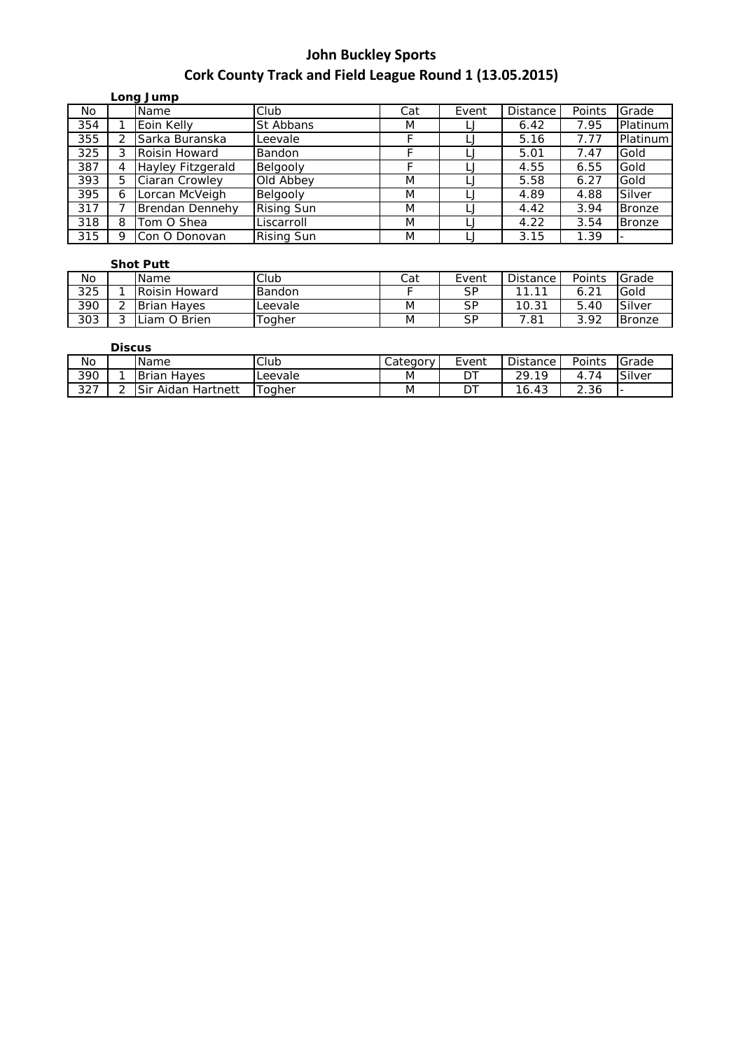# John Buckley Sports

## Cork County Track and Field League Round 1 (13.05.2015)

### Long Jump

| No | | Name | Club | Cat | Event | Distance | Points | Grade |
|---|---|---|---|---|---|---|---|---|
| 354 | 1 | Eoin Kelly | St Abbans | M | LJ | 6.42 | 7.95 | Platinum |
| 355 | 2 | Sarka Buranska | Leevale | F | LJ | 5.16 | 7.77 | Platinum |
| 325 | 3 | Roisin Howard | Bandon | F | LJ | 5.01 | 7.47 | Gold |
| 387 | 4 | Hayley Fitzgerald | Belgooly | F | LJ | 4.55 | 6.55 | Gold |
| 393 | 5 | Ciaran Crowley | Old Abbey | M | LJ | 5.58 | 6.27 | Gold |
| 395 | 6 | Lorcan McVeigh | Belgooly | M | LJ | 4.89 | 4.88 | Silver |
| 317 | 7 | Brendan Dennehy | Rising Sun | M | LJ | 4.42 | 3.94 | Bronze |
| 318 | 8 | Tom O Shea | Liscarroll | M | LJ | 4.22 | 3.54 | Bronze |
| 315 | 9 | Con O Donovan | Rising Sun | M | LJ | 3.15 | 1.39 | - |

### Shot Putt

| No | | Name | Club | Cat | Event | Distance | Points | Grade |
|---|---|---|---|---|---|---|---|---|
| 325 | 1 | Roisin Howard | Bandon | F | SP | 11.11 | 6.21 | Gold |
| 390 | 2 | Brian Hayes | Leevale | M | SP | 10.31 | 5.40 | Silver |
| 303 | 3 | Liam O Brien | Togher | M | SP | 7.81 | 3.92 | Bronze |

### Discus

| No | | Name | Club | Category | Event | Distance | Points | Grade |
|---|---|---|---|---|---|---|---|---|
| 390 | 1 | Brian Hayes | Leevale | M | DT | 29.19 | 4.74 | Silver |
| 327 | 2 | Sir Aidan Hartnett | Togher | M | DT | 16.43 | 2.36 | - |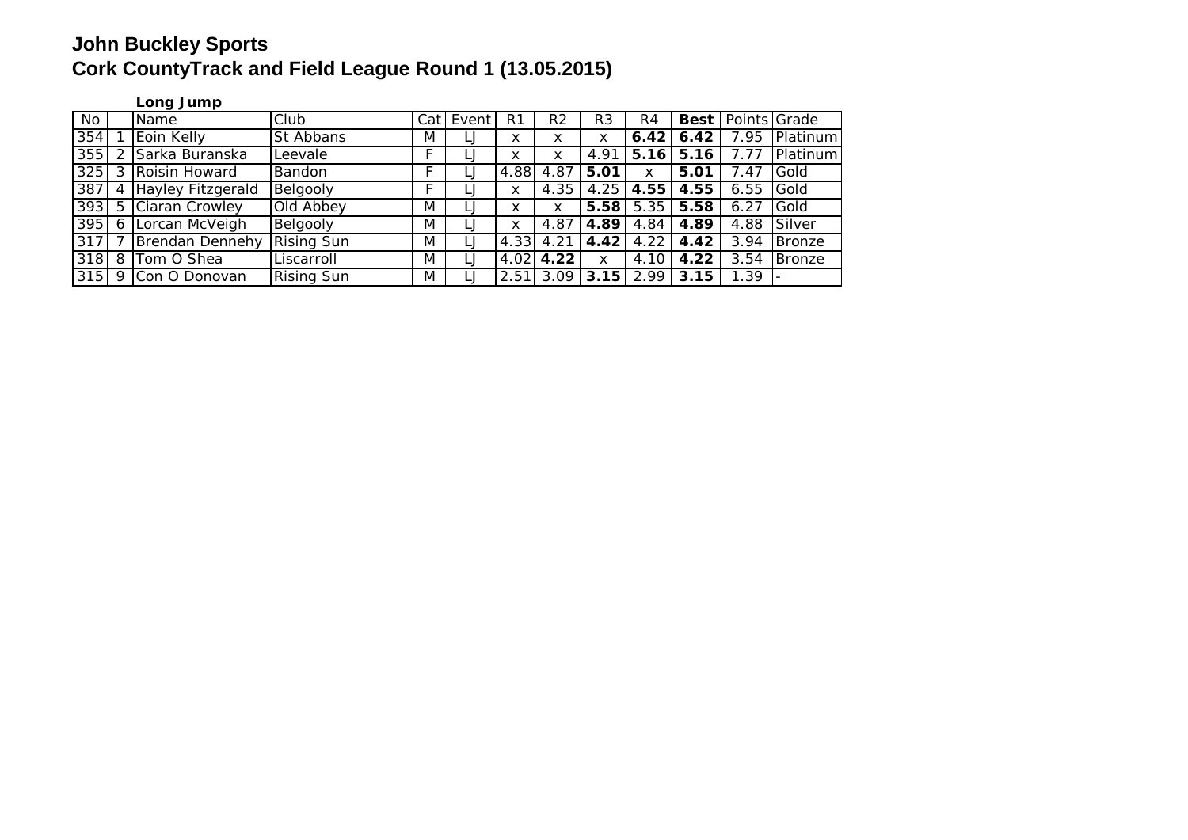# John Buckley Sports

# Cork CountyTrack and Field League Round 1 (13.05.2015)

**Long Jump**

| No | | Name | Club | Cat | Event | R1 | R2 | R3 | R4 | **Best** | Points | Grade |
|---|---|---|---|---|---|---|---|---|---|---|---|---|
| 354 | 1 | Eoin Kelly | St Abbans | M | LJ | x | x | x | **6.42** | **6.42** | 7.95 | Platinum |
| 355 | 2 | Sarka Buranska | Leevale | F | LJ | x | x | 4.91 | **5.16** | **5.16** | 7.77 | Platinum |
| 325 | 3 | Roisin Howard | Bandon | F | LJ | 4.88 | 4.87 | **5.01** | x | **5.01** | 7.47 | Gold |
| 387 | 4 | Hayley Fitzgerald | Belgooly | F | LJ | x | 4.35 | 4.25 | **4.55** | **4.55** | 6.55 | Gold |
| 393 | 5 | Ciaran Crowley | Old Abbey | M | LJ | x | x | **5.58** | 5.35 | **5.58** | 6.27 | Gold |
| 395 | 6 | Lorcan McVeigh | Belgooly | M | LJ | x | 4.87 | **4.89** | 4.84 | **4.89** | 4.88 | Silver |
| 317 | 7 | Brendan Dennehy | Rising Sun | M | LJ | 4.33 | 4.21 | **4.42** | 4.22 | **4.42** | 3.94 | Bronze |
| 318 | 8 | Tom O Shea | Liscarroll | M | LJ | 4.02 | **4.22** | x | 4.10 | **4.22** | 3.54 | Bronze |
| 315 | 9 | Con O Donovan | Rising Sun | M | LJ | 2.51 | 3.09 | **3.15** | 2.99 | **3.15** | 1.39 | - |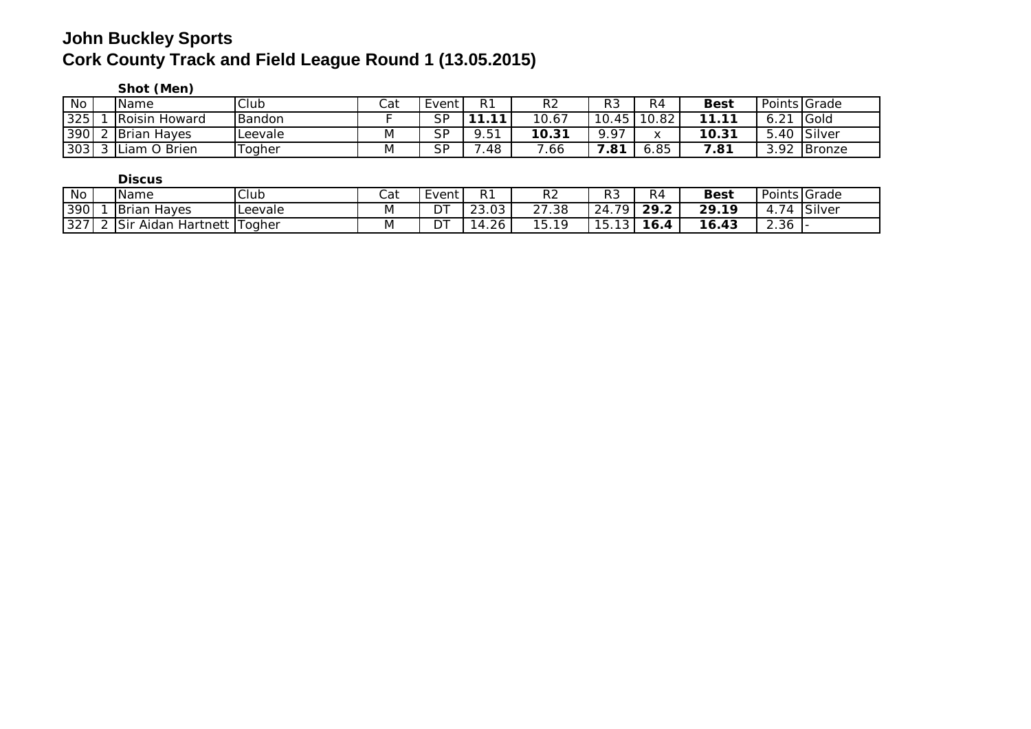# John Buckley Sports
## Cork County Track and Field League Round 1 (13.05.2015)

**Shot (Men)**

| No | | Name | Club | Cat | Event | R1 | R2 | R3 | R4 | Best | Points | Grade |
|---|---|---|---|---|---|---|---|---|---|---|---|---|
| 325 | 1 | Roisin Howard | Bandon | F | SP | **11.11** | 10.67 | 10.45 | 10.82 | **11.11** | 6.21 | Gold |
| 390 | 2 | Brian Hayes | Leevale | M | SP | 9.51 | **10.31** | 9.97 | x | **10.31** | 5.40 | Silver |
| 303 | 3 | Liam O Brien | Togher | M | SP | 7.48 | 7.66 | **7.81** | 6.85 | **7.81** | 3.92 | Bronze |

**Discus**

| No | | Name | Club | Cat | Event | R1 | R2 | R3 | R4 | Best | Points | Grade |
|---|---|---|---|---|---|---|---|---|---|---|---|---|
| 390 | 1 | Brian Hayes | Leevale | M | DT | 23.03 | 27.38 | 24.79 | **29.2** | **29.19** | 4.74 | Silver |
| 327 | 2 | Sir Aidan Hartnett | Togher | M | DT | 14.26 | 15.19 | 15.13 | **16.4** | **16.43** | 2.36 | - |